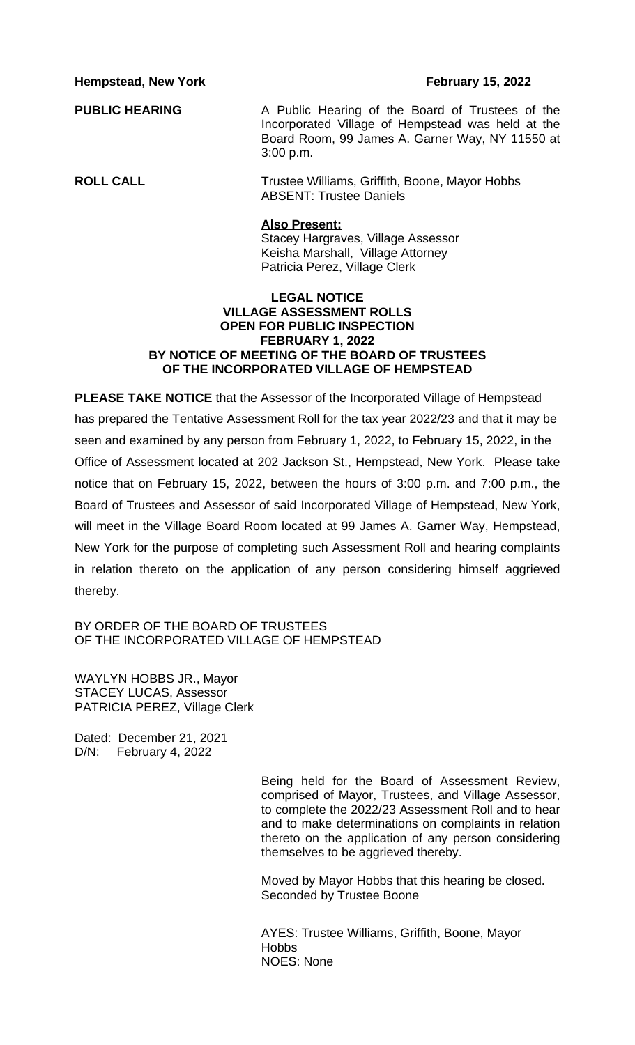**Hempstead, New York** **February 15, 2022**

**PUBLIC HEARING** A Public Hearing of the Board of Trustees of the Incorporated Village of Hempstead was held at the Board Room, 99 James A. Garner Way, NY 11550 at 3:00 p.m.

**ROLL CALL** Trustee Williams, Griffith, Boone, Mayor Hobbs
ABSENT: Trustee Daniels

**Also Present:**
Stacey Hargraves, Village Assessor
Keisha Marshall, Village Attorney
Patricia Perez, Village Clerk

**LEGAL NOTICE**
**VILLAGE ASSESSMENT ROLLS**
**OPEN FOR PUBLIC INSPECTION**
**FEBRUARY 1, 2022**
**BY NOTICE OF MEETING OF THE BOARD OF TRUSTEES**
**OF THE INCORPORATED VILLAGE OF HEMPSTEAD**

**PLEASE TAKE NOTICE** that the Assessor of the Incorporated Village of Hempstead has prepared the Tentative Assessment Roll for the tax year 2022/23 and that it may be seen and examined by any person from February 1, 2022, to February 15, 2022, in the Office of Assessment located at 202 Jackson St., Hempstead, New York. Please take notice that on February 15, 2022, between the hours of 3:00 p.m. and 7:00 p.m., the Board of Trustees and Assessor of said Incorporated Village of Hempstead, New York, will meet in the Village Board Room located at 99 James A. Garner Way, Hempstead, New York for the purpose of completing such Assessment Roll and hearing complaints in relation thereto on the application of any person considering himself aggrieved thereby.

BY ORDER OF THE BOARD OF TRUSTEES
OF THE INCORPORATED VILLAGE OF HEMPSTEAD

WAYLYN HOBBS JR., Mayor
STACEY LUCAS, Assessor
PATRICIA PEREZ, Village Clerk

Dated: December 21, 2021
D/N: February 4, 2022

Being held for the Board of Assessment Review, comprised of Mayor, Trustees, and Village Assessor, to complete the 2022/23 Assessment Roll and to hear and to make determinations on complaints in relation thereto on the application of any person considering themselves to be aggrieved thereby.

Moved by Mayor Hobbs that this hearing be closed.
Seconded by Trustee Boone

AYES: Trustee Williams, Griffith, Boone, Mayor Hobbs
NOES: None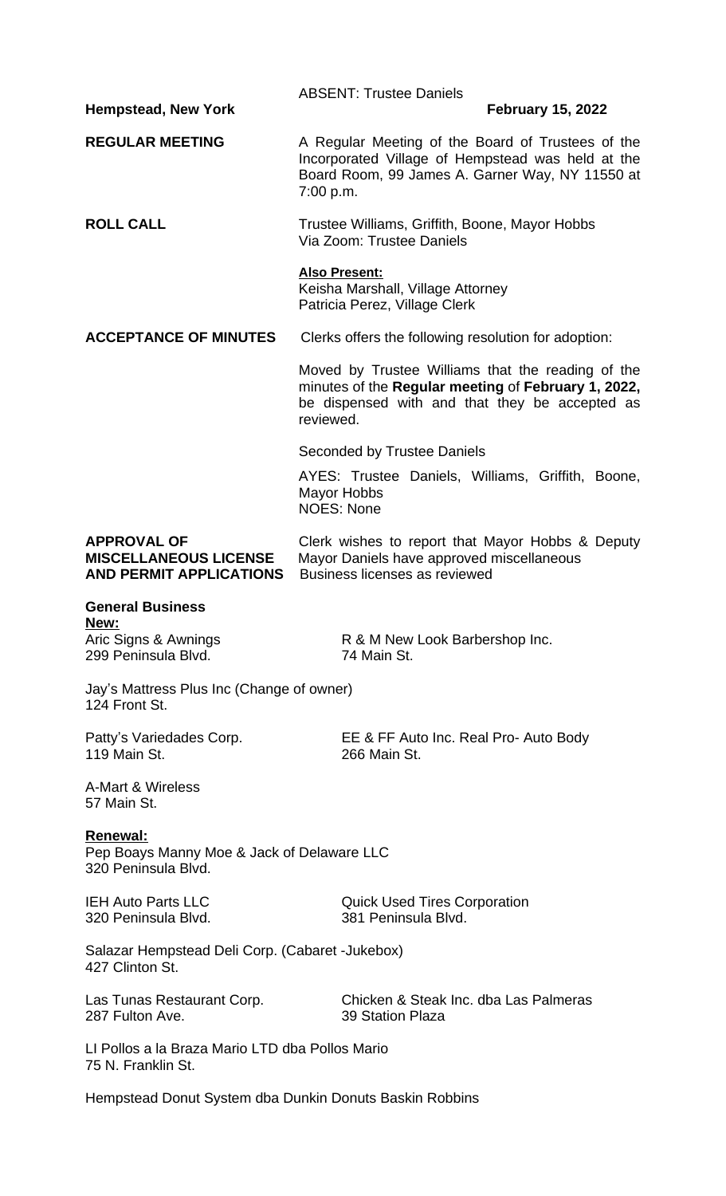ABSENT: Trustee Daniels

**Hempstead, New York** **February 15, 2022**

**REGULAR MEETING**

A Regular Meeting of the Board of Trustees of the Incorporated Village of Hempstead was held at the Board Room, 99 James A. Garner Way, NY 11550 at 7:00 p.m.

**ROLL CALL**

Trustee Williams, Griffith, Boone, Mayor Hobbs
Via Zoom: Trustee Daniels

**Also Present:**
Keisha Marshall, Village Attorney
Patricia Perez, Village Clerk

**ACCEPTANCE OF MINUTES**

Clerks offers the following resolution for adoption:

Moved by Trustee Williams that the reading of the minutes of the **Regular meeting** of **February 1, 2022,** be dispensed with and that they be accepted as reviewed.

Seconded by Trustee Daniels

AYES: Trustee Daniels, Williams, Griffith, Boone, Mayor Hobbs
NOES: None

**APPROVAL OF MISCELLANEOUS LICENSE AND PERMIT APPLICATIONS**

Clerk wishes to report that Mayor Hobbs & Deputy Mayor Daniels have approved miscellaneous Business licenses as reviewed

**General Business**

**New:**

Aric Signs & Awnings
299 Peninsula Blvd.

R & M New Look Barbershop Inc.
74 Main St.

Jay's Mattress Plus Inc (Change of owner)
124 Front St.

Patty's Variedades Corp.
119 Main St.

EE & FF Auto Inc. Real Pro- Auto Body
266 Main St.

A-Mart & Wireless
57 Main St.

**Renewal:**

Pep Boays Manny Moe & Jack of Delaware LLC
320 Peninsula Blvd.

IEH Auto Parts LLC
320 Peninsula Blvd.

Quick Used Tires Corporation
381 Peninsula Blvd.

Salazar Hempstead Deli Corp. (Cabaret -Jukebox)
427 Clinton St.

Las Tunas Restaurant Corp.
287 Fulton Ave.

Chicken & Steak Inc. dba Las Palmeras
39 Station Plaza

LI Pollos a la Braza Mario LTD dba Pollos Mario
75 N. Franklin St.

Hempstead Donut System dba Dunkin Donuts Baskin Robbins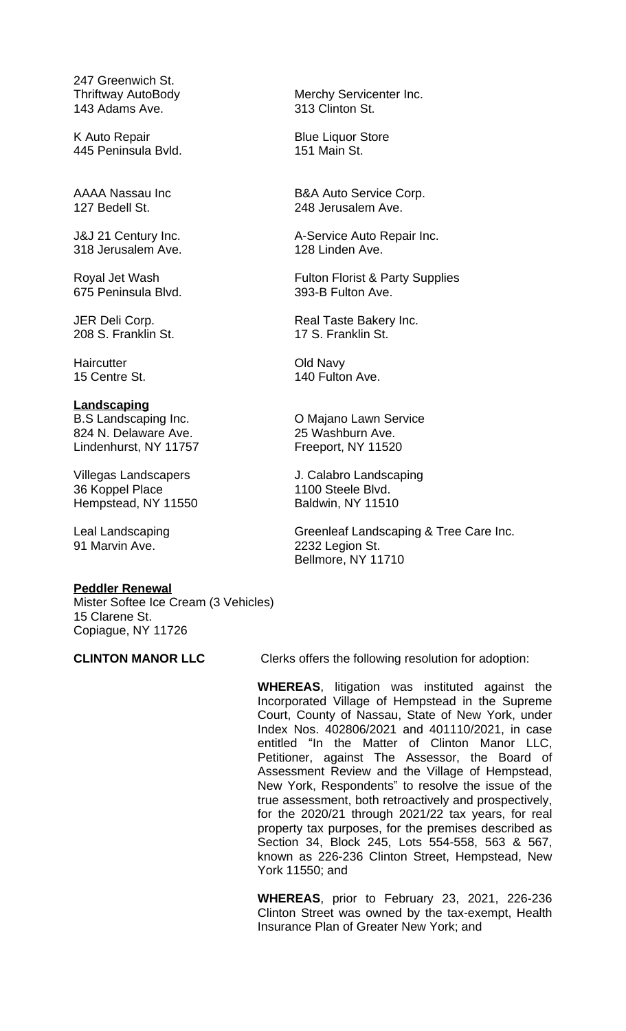247 Greenwich St.

Thriftway AutoBody
143 Adams Ave.

Merchy Servicenter Inc.
313 Clinton St.

K Auto Repair
445 Peninsula Bvld.

Blue Liquor Store
151 Main St.

AAAA Nassau Inc
127 Bedell St.

B&A Auto Service Corp.
248 Jerusalem Ave.

J&J 21 Century Inc.
318 Jerusalem Ave.

A-Service Auto Repair Inc.
128 Linden Ave.

Royal Jet Wash
675 Peninsula Blvd.

Fulton Florist & Party Supplies
393-B Fulton Ave.

JER Deli Corp.
208 S. Franklin St.

Real Taste Bakery Inc.
17 S. Franklin St.

Haircutter
15 Centre St.

Old Navy
140 Fulton Ave.

**Landscaping**

B.S Landscaping Inc.
824 N. Delaware Ave.
Lindenhurst, NY 11757

O Majano Lawn Service
25 Washburn Ave.
Freeport, NY 11520

Villegas Landscapers
36 Koppel Place
Hempstead, NY 11550

J. Calabro Landscaping
1100 Steele Blvd.
Baldwin, NY 11510

Leal Landscaping
91 Marvin Ave.

Greenleaf Landscaping & Tree Care Inc.
2232 Legion St.
Bellmore, NY 11710

**Peddler Renewal**

Mister Softee Ice Cream (3 Vehicles)
15 Clarene St.
Copiague, NY 11726

**CLINTON MANOR LLC** Clerks offers the following resolution for adoption:

**WHEREAS**, litigation was instituted against the Incorporated Village of Hempstead in the Supreme Court, County of Nassau, State of New York, under Index Nos. 402806/2021 and 401110/2021, in case entitled "In the Matter of Clinton Manor LLC, Petitioner, against The Assessor, the Board of Assessment Review and the Village of Hempstead, New York, Respondents" to resolve the issue of the true assessment, both retroactively and prospectively, for the 2020/21 through 2021/22 tax years, for real property tax purposes, for the premises described as Section 34, Block 245, Lots 554-558, 563 & 567, known as 226-236 Clinton Street, Hempstead, New York 11550; and

**WHEREAS**, prior to February 23, 2021, 226-236 Clinton Street was owned by the tax-exempt, Health Insurance Plan of Greater New York; and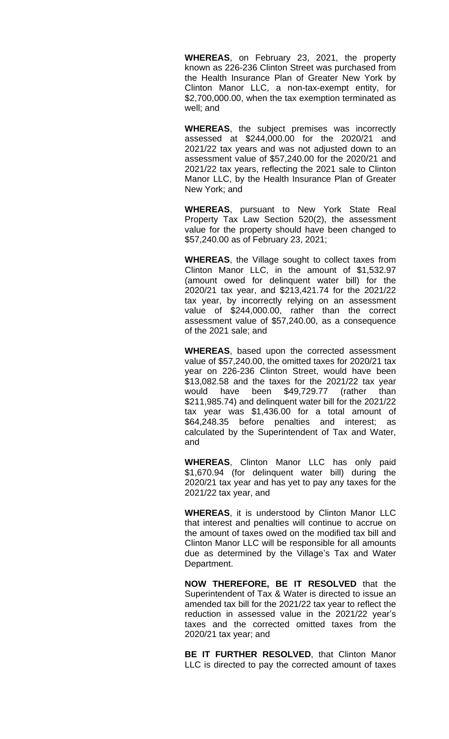**WHEREAS**, on February 23, 2021, the property known as 226-236 Clinton Street was purchased from the Health Insurance Plan of Greater New York by Clinton Manor LLC, a non-tax-exempt entity, for $2,700,000.00, when the tax exemption terminated as well; and

**WHEREAS**, the subject premises was incorrectly assessed at $244,000.00 for the 2020/21 and 2021/22 tax years and was not adjusted down to an assessment value of $57,240.00 for the 2020/21 and 2021/22 tax years, reflecting the 2021 sale to Clinton Manor LLC, by the Health Insurance Plan of Greater New York; and

**WHEREAS**, pursuant to New York State Real Property Tax Law Section 520(2), the assessment value for the property should have been changed to $57,240.00 as of February 23, 2021;

**WHEREAS**, the Village sought to collect taxes from Clinton Manor LLC, in the amount of $1,532.97 (amount owed for delinquent water bill) for the 2020/21 tax year, and $213,421.74 for the 2021/22 tax year, by incorrectly relying on an assessment value of $244,000.00, rather than the correct assessment value of $57,240.00, as a consequence of the 2021 sale; and

**WHEREAS**, based upon the corrected assessment value of $57,240.00, the omitted taxes for 2020/21 tax year on 226-236 Clinton Street, would have been $13,082.58 and the taxes for the 2021/22 tax year would have been $49,729.77 (rather than $211,985.74) and delinquent water bill for the 2021/22 tax year was $1,436.00 for a total amount of $64,248.35 before penalties and interest; as calculated by the Superintendent of Tax and Water, and

**WHEREAS**, Clinton Manor LLC has only paid $1,670.94 (for delinquent water bill) during the 2020/21 tax year and has yet to pay any taxes for the 2021/22 tax year, and

**WHEREAS**, it is understood by Clinton Manor LLC that interest and penalties will continue to accrue on the amount of taxes owed on the modified tax bill and Clinton Manor LLC will be responsible for all amounts due as determined by the Village's Tax and Water Department.

**NOW THEREFORE, BE IT RESOLVED** that the Superintendent of Tax & Water is directed to issue an amended tax bill for the 2021/22 tax year to reflect the reduction in assessed value in the 2021/22 year's taxes and the corrected omitted taxes from the 2020/21 tax year; and

**BE IT FURTHER RESOLVED**, that Clinton Manor LLC is directed to pay the corrected amount of taxes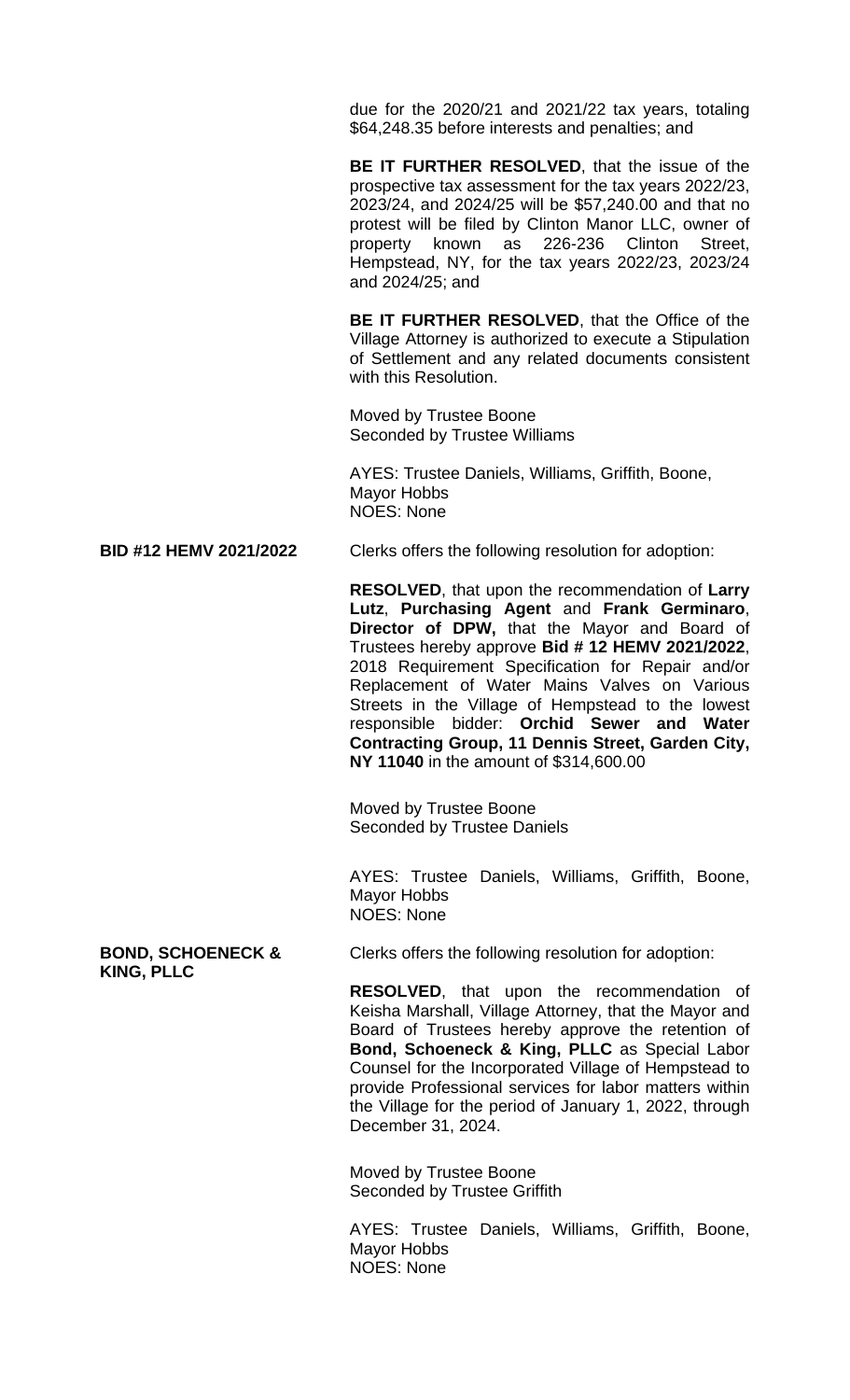due for the 2020/21 and 2021/22 tax years, totaling $64,248.35 before interests and penalties; and

**BE IT FURTHER RESOLVED**, that the issue of the prospective tax assessment for the tax years 2022/23, 2023/24, and 2024/25 will be $57,240.00 and that no protest will be filed by Clinton Manor LLC, owner of property known as 226-236 Clinton Street, Hempstead, NY, for the tax years 2022/23, 2023/24 and 2024/25; and

**BE IT FURTHER RESOLVED**, that the Office of the Village Attorney is authorized to execute a Stipulation of Settlement and any related documents consistent with this Resolution.

Moved by Trustee Boone
Seconded by Trustee Williams

AYES: Trustee Daniels, Williams, Griffith, Boone, Mayor Hobbs
NOES: None

**BID #12 HEMV 2021/2022**

Clerks offers the following resolution for adoption:

**RESOLVED**, that upon the recommendation of **Larry Lutz**, **Purchasing Agent** and **Frank Germinaro**, **Director of DPW,** that the Mayor and Board of Trustees hereby approve **Bid # 12 HEMV 2021/2022**, 2018 Requirement Specification for Repair and/or Replacement of Water Mains Valves on Various Streets in the Village of Hempstead to the lowest responsible bidder: **Orchid Sewer and Water Contracting Group, 11 Dennis Street, Garden City, NY 11040** in the amount of $314,600.00

Moved by Trustee Boone
Seconded by Trustee Daniels

AYES: Trustee Daniels, Williams, Griffith, Boone, Mayor Hobbs
NOES: None

**BOND, SCHOENECK & KING, PLLC**

Clerks offers the following resolution for adoption:

**RESOLVED**, that upon the recommendation of Keisha Marshall, Village Attorney, that the Mayor and Board of Trustees hereby approve the retention of **Bond, Schoeneck & King, PLLC** as Special Labor Counsel for the Incorporated Village of Hempstead to provide Professional services for labor matters within the Village for the period of January 1, 2022, through December 31, 2024.

Moved by Trustee Boone
Seconded by Trustee Griffith

AYES: Trustee Daniels, Williams, Griffith, Boone, Mayor Hobbs
NOES: None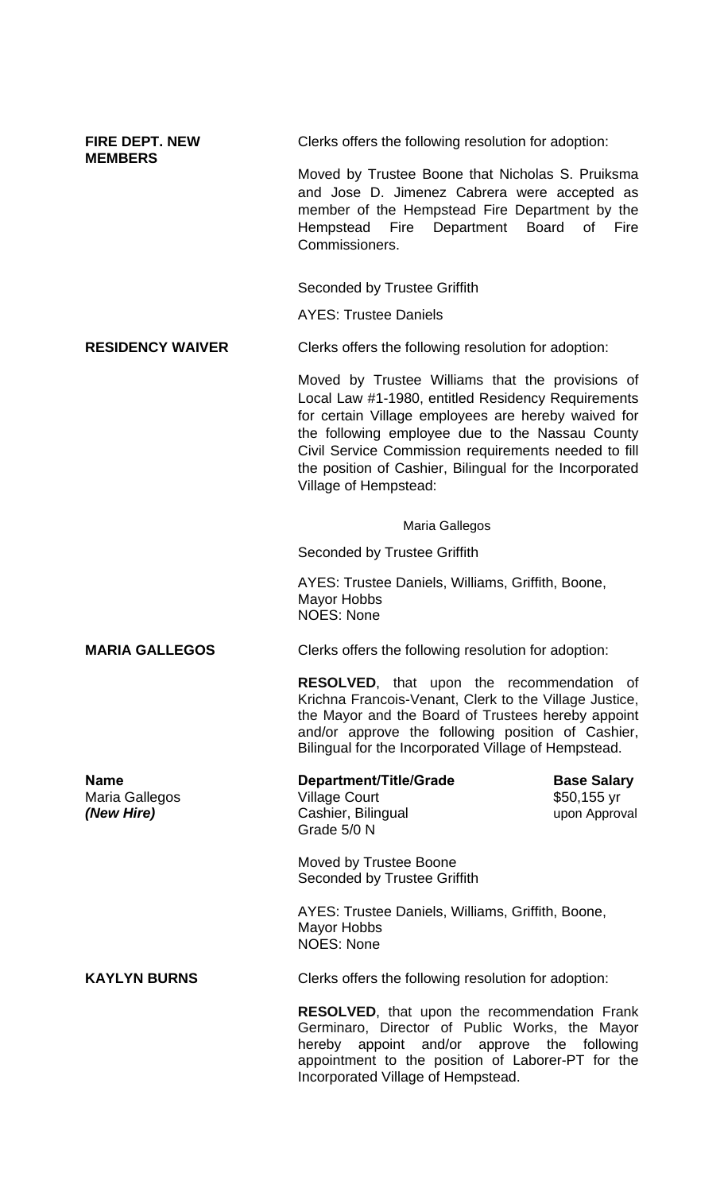**FIRE DEPT. NEW MEMBERS**

Clerks offers the following resolution for adoption:

Moved by Trustee Boone that Nicholas S. Pruiksma and Jose D. Jimenez Cabrera were accepted as member of the Hempstead Fire Department by the Hempstead Fire Department Board of Fire Commissioners.

Seconded by Trustee Griffith

AYES: Trustee Daniels

**RESIDENCY WAIVER**

Clerks offers the following resolution for adoption:

Moved by Trustee Williams that the provisions of Local Law #1-1980, entitled Residency Requirements for certain Village employees are hereby waived for the following employee due to the Nassau County Civil Service Commission requirements needed to fill the position of Cashier, Bilingual for the Incorporated Village of Hempstead:

Maria Gallegos

Seconded by Trustee Griffith

AYES: Trustee Daniels, Williams, Griffith, Boone, Mayor Hobbs
NOES: None

**MARIA GALLEGOS**

Clerks offers the following resolution for adoption:

**RESOLVED**, that upon the recommendation of Krichna Francois-Venant, Clerk to the Village Justice, the Mayor and the Board of Trustees hereby appoint and/or approve the following position of Cashier, Bilingual for the Incorporated Village of Hempstead.

| **Name** | **Department/Title/Grade** | **Base Salary** |
|---|---|---|
| Maria Gallegos ***(New Hire)*** | Village Court Cashier, Bilingual Grade 5/0 N | $50,155 yr upon Approval |

Moved by Trustee Boone
Seconded by Trustee Griffith

AYES: Trustee Daniels, Williams, Griffith, Boone, Mayor Hobbs
NOES: None

**KAYLYN BURNS**

Clerks offers the following resolution for adoption:

**RESOLVED**, that upon the recommendation Frank Germinaro, Director of Public Works, the Mayor hereby appoint and/or approve the following appointment to the position of Laborer-PT for the Incorporated Village of Hempstead.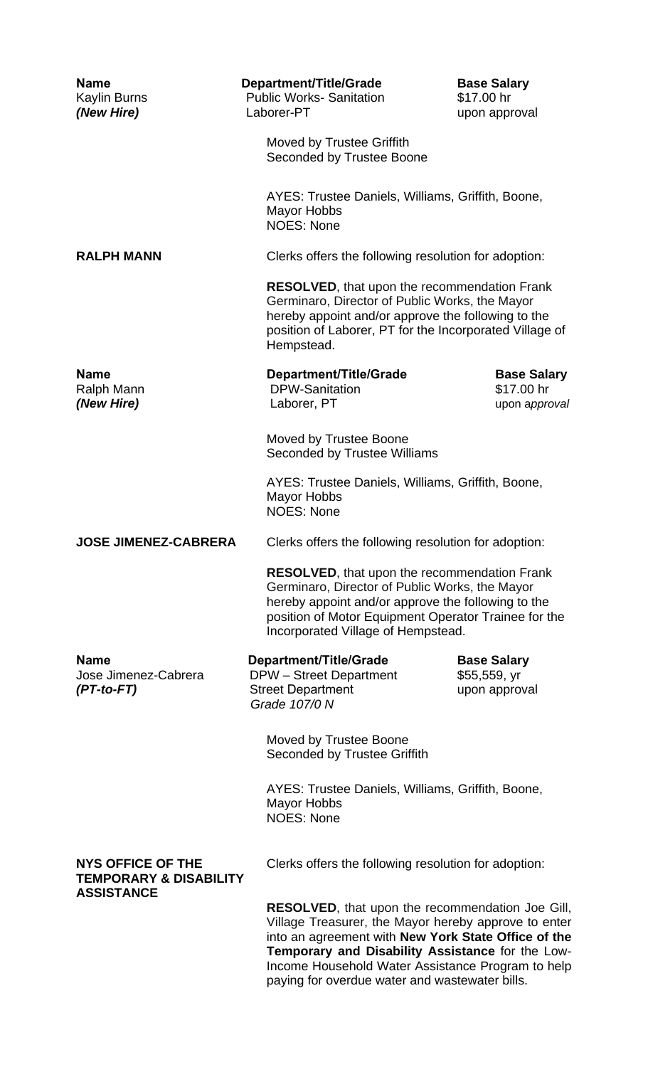| **Name** | **Department/Title/Grade** | **Base Salary** |
|---|---|---|
| Kaylin Burns<br>***(New Hire)*** | Public Works- Sanitation<br>Laborer-PT | $17.00 hr<br>upon approval |

Moved by Trustee Griffith
Seconded by Trustee Boone

AYES: Trustee Daniels, Williams, Griffith, Boone, Mayor Hobbs
NOES: None

**RALPH MANN**

Clerks offers the following resolution for adoption:

**RESOLVED**, that upon the recommendation Frank Germinaro, Director of Public Works, the Mayor hereby appoint and/or approve the following to the position of Laborer, PT for the Incorporated Village of Hempstead.

| **Name** | **Department/Title/Grade** | **Base Salary** |
|---|---|---|
| Ralph Mann<br>***(New Hire)*** | DPW-Sanitation<br>Laborer, PT | $17.00 hr<br>upon a*pproval* |

Moved by Trustee Boone
Seconded by Trustee Williams

AYES: Trustee Daniels, Williams, Griffith, Boone, Mayor Hobbs
NOES: None

**JOSE JIMENEZ-CABRERA**

Clerks offers the following resolution for adoption:

**RESOLVED**, that upon the recommendation Frank Germinaro, Director of Public Works, the Mayor hereby appoint and/or approve the following to the position of Motor Equipment Operator Trainee for the Incorporated Village of Hempstead.

| **Name** | **Department/Title/Grade** | **Base Salary** |
|---|---|---|
| Jose Jimenez-Cabrera<br>***(PT-to-FT)*** | DPW – Street Department<br>Street Department<br>*Grade 107/0 N* | $55,559, yr<br>upon approval |

Moved by Trustee Boone
Seconded by Trustee Griffith

AYES: Trustee Daniels, Williams, Griffith, Boone, Mayor Hobbs
NOES: None

**NYS OFFICE OF THE TEMPORARY & DISABILITY ASSISTANCE**

Clerks offers the following resolution for adoption:

**RESOLVED**, that upon the recommendation Joe Gill, Village Treasurer, the Mayor hereby approve to enter into an agreement with **New York State Office of the Temporary and Disability Assistance** for the Low-Income Household Water Assistance Program to help paying for overdue water and wastewater bills.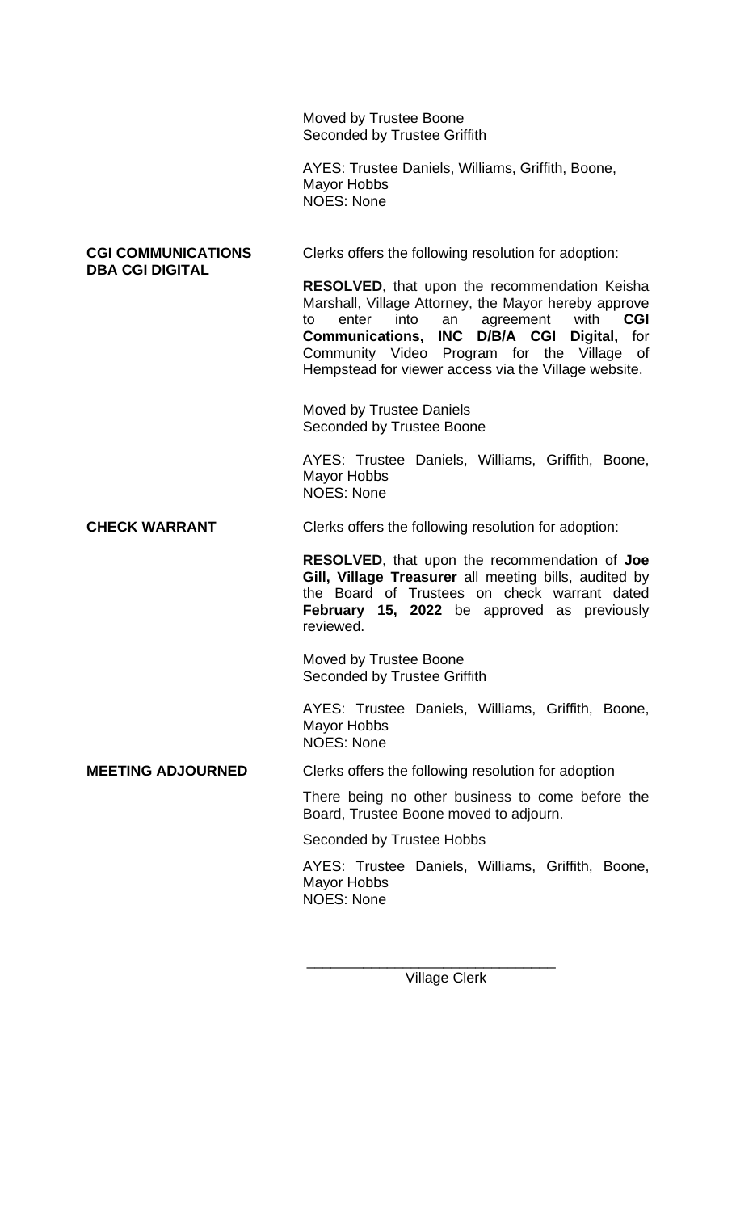Moved by Trustee Boone
Seconded by Trustee Griffith

AYES: Trustee Daniels, Williams, Griffith, Boone, Mayor Hobbs
NOES: None

**CGI COMMUNICATIONS DBA CGI DIGITAL**

Clerks offers the following resolution for adoption:

**RESOLVED**, that upon the recommendation Keisha Marshall, Village Attorney, the Mayor hereby approve to enter into an agreement with **CGI Communications, INC D/B/A CGI Digital,** for Community Video Program for the Village of Hempstead for viewer access via the Village website.

Moved by Trustee Daniels
Seconded by Trustee Boone

AYES: Trustee Daniels, Williams, Griffith, Boone, Mayor Hobbs
NOES: None

**CHECK WARRANT**

Clerks offers the following resolution for adoption:

**RESOLVED**, that upon the recommendation of **Joe Gill, Village Treasurer** all meeting bills, audited by the Board of Trustees on check warrant dated **February 15, 2022** be approved as previously reviewed.

Moved by Trustee Boone
Seconded by Trustee Griffith

AYES: Trustee Daniels, Williams, Griffith, Boone, Mayor Hobbs
NOES: None

**MEETING ADJOURNED**

Clerks offers the following resolution for adoption

There being no other business to come before the Board, Trustee Boone moved to adjourn.

Seconded by Trustee Hobbs

AYES: Trustee Daniels, Williams, Griffith, Boone, Mayor Hobbs
NOES: None

\_\_\_\_\_\_\_\_\_\_\_\_\_\_\_\_\_\_\_\_\_\_\_\_\_\_\_\_\_\_
Village Clerk